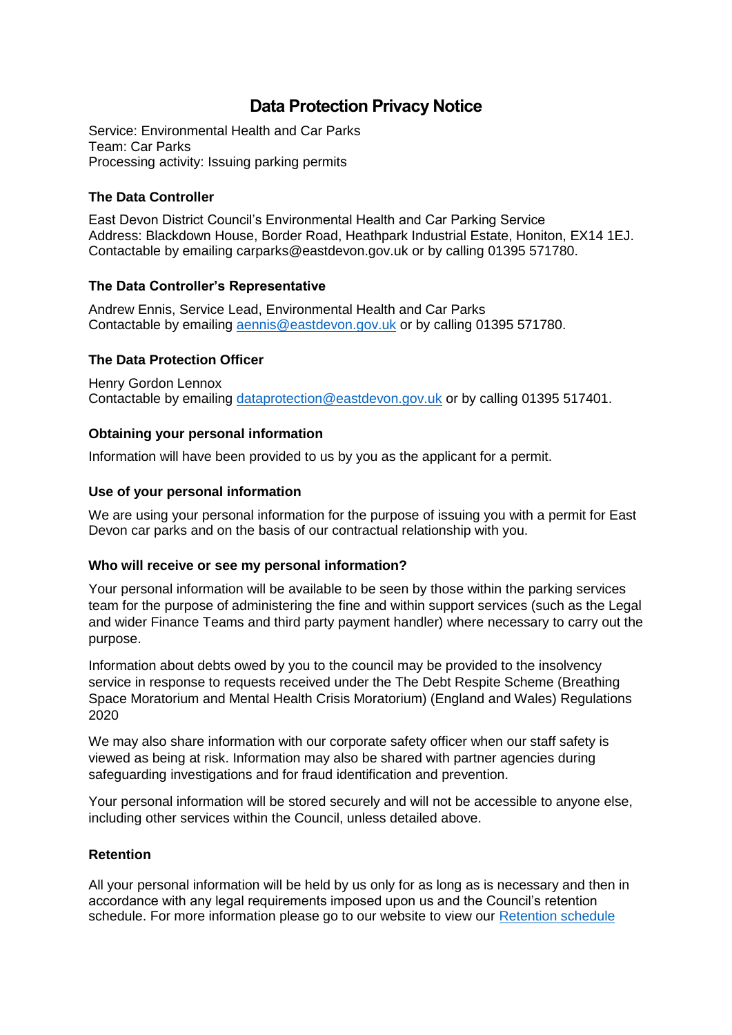# Data Protection Privacy Notice

Service: Environmental Health and Car Parks
Team: Car Parks
Processing activity: Issuing parking permits

### The Data Controller

East Devon District Council's Environmental Health and Car Parking Service
Address: Blackdown House, Border Road, Heathpark Industrial Estate, Honiton, EX14 1EJ.
Contactable by emailing carparks@eastdevon.gov.uk or by calling 01395 571780.

### The Data Controller's Representative

Andrew Ennis, Service Lead, Environmental Health and Car Parks
Contactable by emailing [aennis@eastdevon.gov.uk](mailto:aennis@eastdevon.gov.uk) or by calling 01395 571780.

### The Data Protection Officer

Henry Gordon Lennox
Contactable by emailing [dataprotection@eastdevon.gov.uk](mailto:dataprotection@eastdevon.gov.uk) or by calling 01395 517401.

### Obtaining your personal information

Information will have been provided to us by you as the applicant for a permit.

### Use of your personal information

We are using your personal information for the purpose of issuing you with a permit for East Devon car parks and on the basis of our contractual relationship with you.

### Who will receive or see my personal information?

Your personal information will be available to be seen by those within the parking services team for the purpose of administering the fine and within support services (such as the Legal and wider Finance Teams and third party payment handler) where necessary to carry out the purpose.

Information about debts owed by you to the council may be provided to the insolvency service in response to requests received under the The Debt Respite Scheme (Breathing Space Moratorium and Mental Health Crisis Moratorium) (England and Wales) Regulations 2020

We may also share information with our corporate safety officer when our staff safety is viewed as being at risk. Information may also be shared with partner agencies during safeguarding investigations and for fraud identification and prevention.

Your personal information will be stored securely and will not be accessible to anyone else, including other services within the Council, unless detailed above.

### Retention

All your personal information will be held by us only for as long as is necessary and then in accordance with any legal requirements imposed upon us and the Council's retention schedule. For more information please go to our website to view our Retention schedule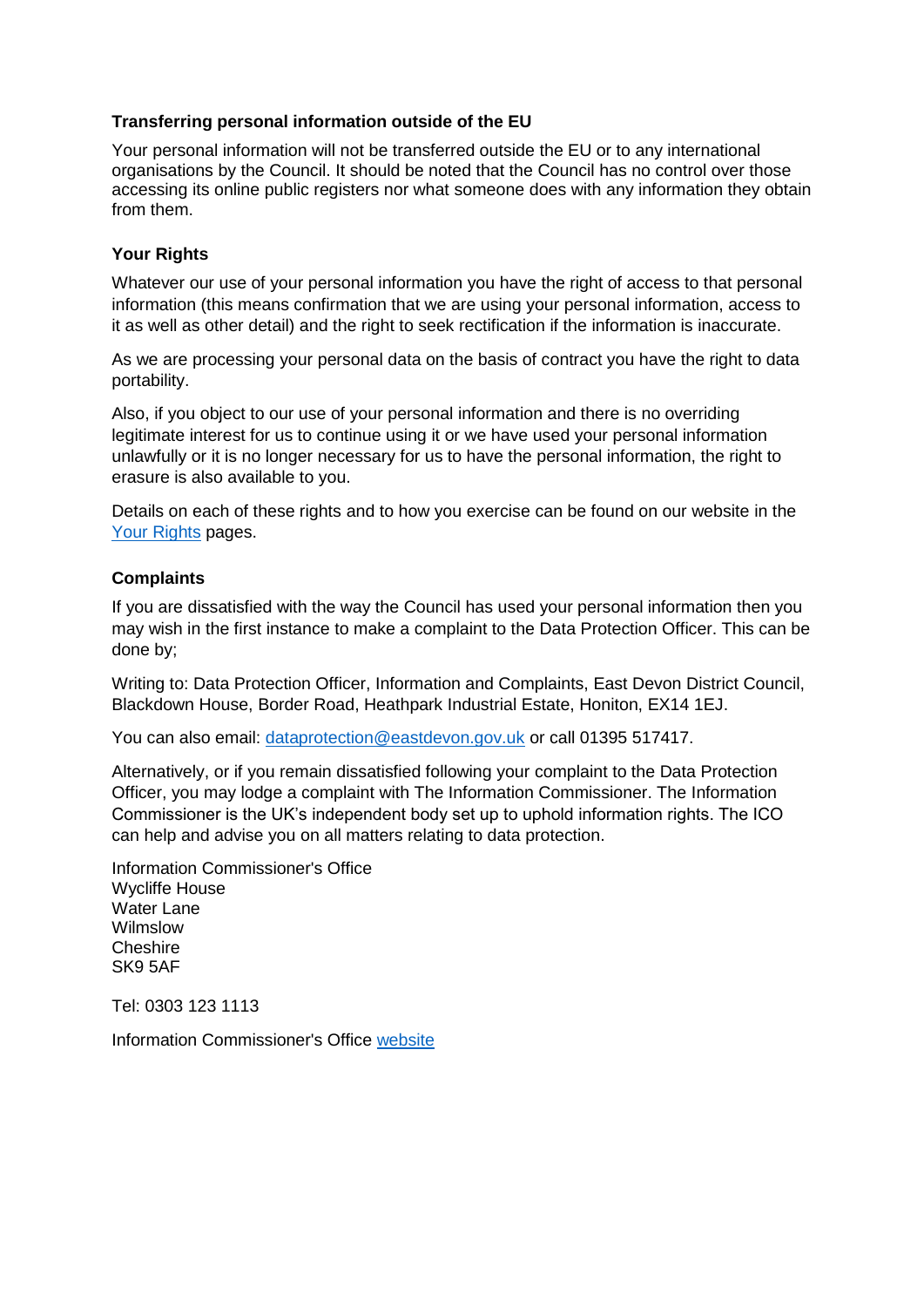**Transferring personal information outside of the EU**

Your personal information will not be transferred outside the EU or to any international organisations by the Council. It should be noted that the Council has no control over those accessing its online public registers nor what someone does with any information they obtain from them.

**Your Rights**

Whatever our use of your personal information you have the right of access to that personal information (this means confirmation that we are using your personal information, access to it as well as other detail) and the right to seek rectification if the information is inaccurate.

As we are processing your personal data on the basis of contract you have the right to data portability.

Also, if you object to our use of your personal information and there is no overriding legitimate interest for us to continue using it or we have used your personal information unlawfully or it is no longer necessary for us to have the personal information, the right to erasure is also available to you.

Details on each of these rights and to how you exercise can be found on our website in the Your Rights pages.

**Complaints**

If you are dissatisfied with the way the Council has used your personal information then you may wish in the first instance to make a complaint to the Data Protection Officer. This can be done by;

Writing to: Data Protection Officer, Information and Complaints, East Devon District Council, Blackdown House, Border Road, Heathpark Industrial Estate, Honiton, EX14 1EJ.

You can also email: dataprotection@eastdevon.gov.uk or call 01395 517417.

Alternatively, or if you remain dissatisfied following your complaint to the Data Protection Officer, you may lodge a complaint with The Information Commissioner. The Information Commissioner is the UK's independent body set up to uphold information rights. The ICO can help and advise you on all matters relating to data protection.

Information Commissioner's Office
Wycliffe House
Water Lane
Wilmslow
Cheshire
SK9 5AF

Tel: 0303 123 1113

Information Commissioner's Office website